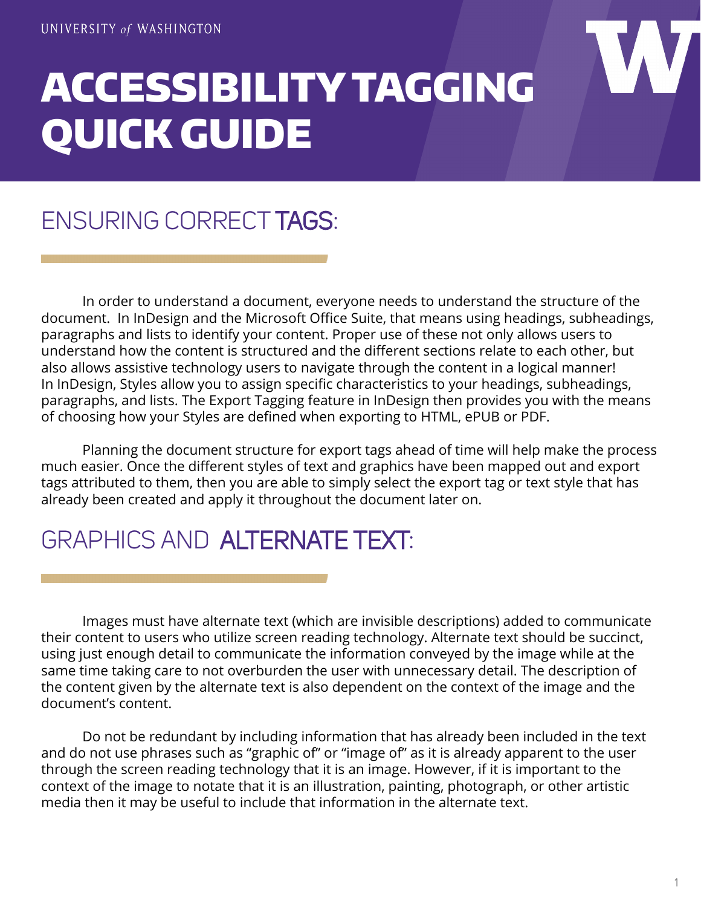UNIVERSITY of WASHINGTON

# ACCESSIBILITY TAGGING QUICK GUIDE

## ENSURING CORRECT TAGS:

In order to understand a document, everyone needs to understand the structure of the document. In InDesign and the Microsoft Office Suite, that means using headings, subheadings, paragraphs and lists to identify your content. Proper use of these not only allows users to understand how the content is structured and the different sections relate to each other, but also allows assistive technology users to navigate through the content in a logical manner! In InDesign, Styles allow you to assign specific characteristics to your headings, subheadings, paragraphs, and lists. The Export Tagging feature in InDesign then provides you with the means of choosing how your Styles are defined when exporting to HTML, ePUB or PDF.

Planning the document structure for export tags ahead of time will help make the process much easier. Once the different styles of text and graphics have been mapped out and export tags attributed to them, then you are able to simply select the export tag or text style that has already been created and apply it throughout the document later on.

## GRAPHICS AND ALTERNATE TEXT:

Images must have alternate text (which are invisible descriptions) added to communicate their content to users who utilize screen reading technology. Alternate text should be succinct, using just enough detail to communicate the information conveyed by the image while at the same time taking care to not overburden the user with unnecessary detail. The description of the content given by the alternate text is also dependent on the context of the image and the document's content.

Do not be redundant by including information that has already been included in the text and do not use phrases such as "graphic of" or "image of" as it is already apparent to the user through the screen reading technology that it is an image. However, if it is important to the context of the image to notate that it is an illustration, painting, photograph, or other artistic media then it may be useful to include that information in the alternate text.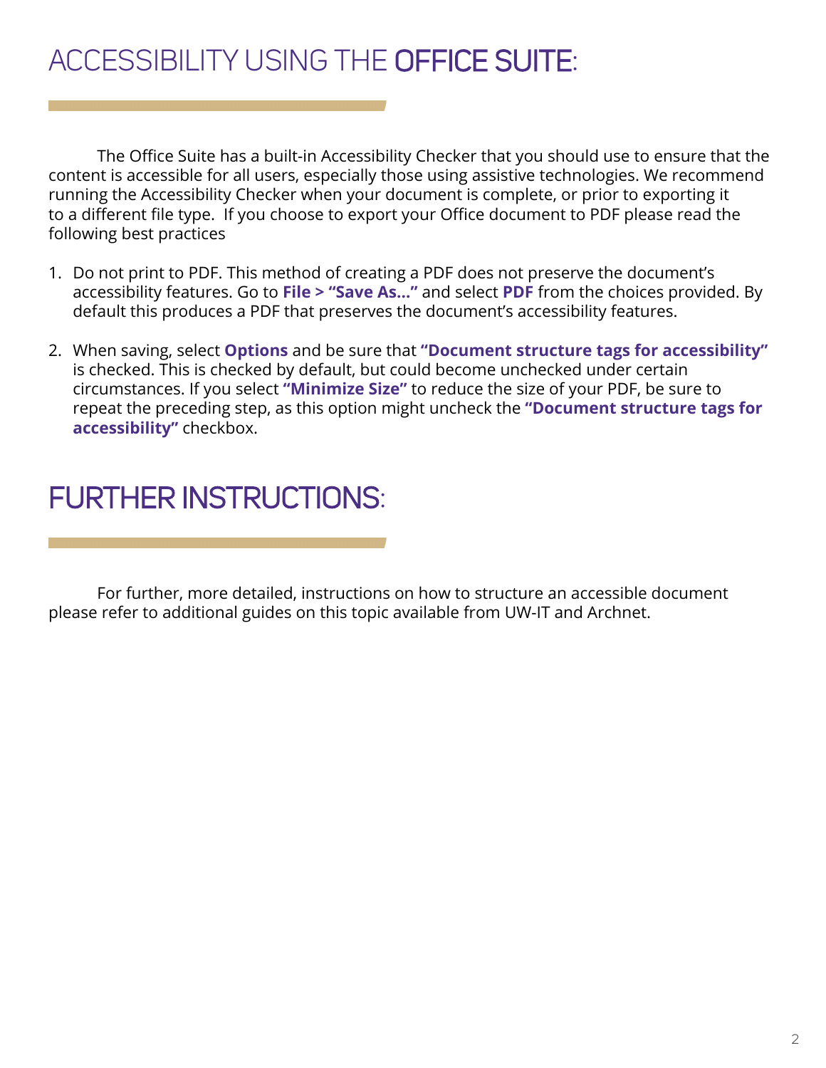# ACCESSIBILITY USING THE **OFFICE SUITE**:

The Office Suite has a built-in Accessibility Checker that you should use to ensure that the content is accessible for all users, especially those using assistive technologies. We recommend running the Accessibility Checker when your document is complete, or prior to exporting it to a different file type.  If you choose to export your Office document to PDF please read the following best practices

1. Do not print to PDF. This method of creating a PDF does not preserve the document's accessibility features. Go to **File > "Save As..."** and select **PDF** from the choices provided. By default this produces a PDF that preserves the document's accessibility features.

2. When saving, select **Options** and be sure that **"Document structure tags for accessibility"** is checked. This is checked by default, but could become unchecked under certain circumstances. If you select **"Minimize Size"** to reduce the size of your PDF, be sure to repeat the preceding step, as this option might uncheck the **"Document structure tags for accessibility"** checkbox.

# FURTHER INSTRUCTIONS:

For further, more detailed, instructions on how to structure an accessible document please refer to additional guides on this topic available from UW-IT and Archnet.